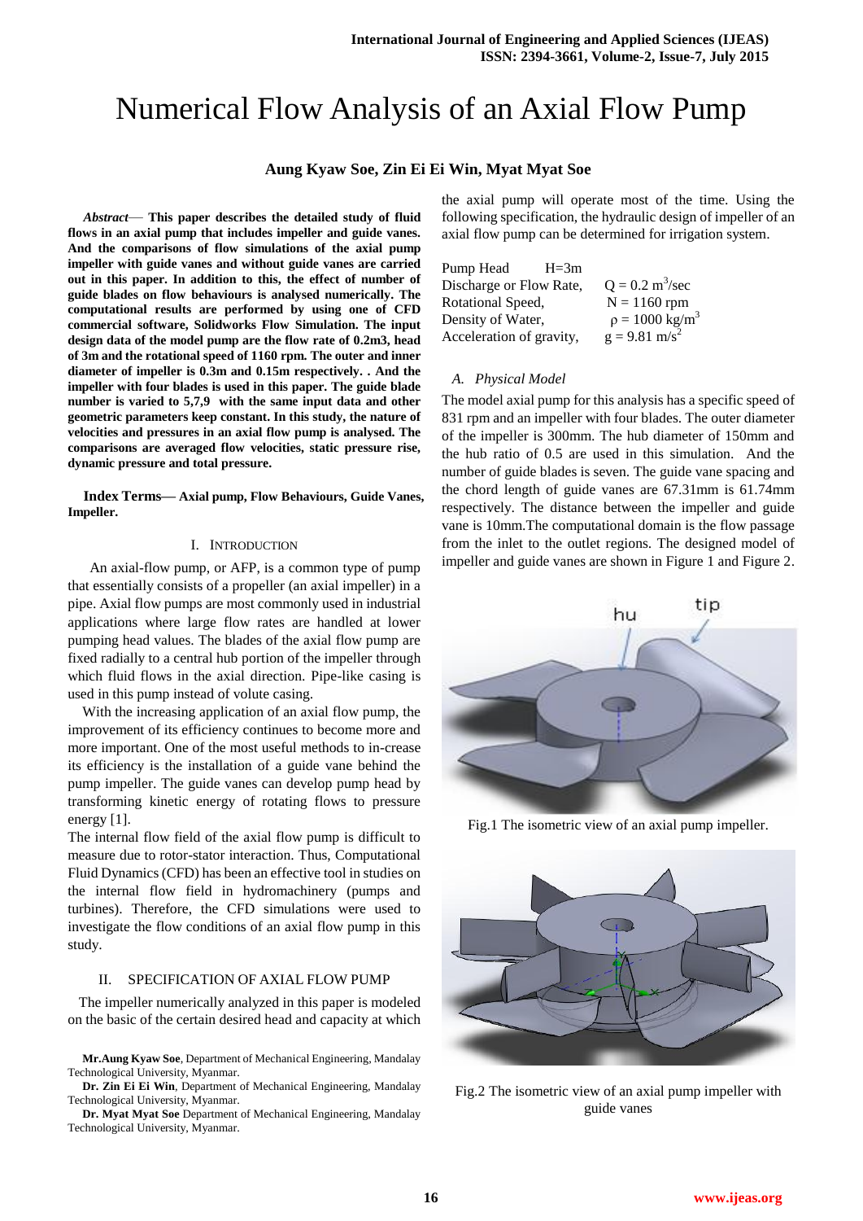# Numerical Flow Analysis of an Axial Flow Pump

**Aung Kyaw Soe, Zin Ei Ei Win, Myat Myat Soe**

***Abstract*— This paper describes the detailed study of fluid flows in an axial pump that includes impeller and guide vanes. And the comparisons of flow simulations of the axial pump impeller with guide vanes and without guide vanes are carried out in this paper. In addition to this, the effect of number of guide blades on flow behaviours is analysed numerically. The computational results are performed by using one of CFD commercial software, Solidworks Flow Simulation. The input design data of the model pump are the flow rate of 0.2m3, head of 3m and the rotational speed of 1160 rpm. The outer and inner diameter of impeller is 0.3m and 0.15m respectively. . And the impeller with four blades is used in this paper. The guide blade number is varied to 5,7,9 with the same input data and other geometric parameters keep constant. In this study, the nature of velocities and pressures in an axial flow pump is analysed. The comparisons are averaged flow velocities, static pressure rise, dynamic pressure and total pressure.**

**Index Terms— Axial pump, Flow Behaviours, Guide Vanes, Impeller.**

## I. Introduction

An axial-flow pump, or AFP, is a common type of pump that essentially consists of a propeller (an axial impeller) in a pipe. Axial flow pumps are most commonly used in industrial applications where large flow rates are handled at lower pumping head values. The blades of the axial flow pump are fixed radially to a central hub portion of the impeller through which fluid flows in the axial direction. Pipe-like casing is used in this pump instead of volute casing.

With the increasing application of an axial flow pump, the improvement of its efficiency continues to become more and more important. One of the most useful methods to in-crease its efficiency is the installation of a guide vane behind the pump impeller. The guide vanes can develop pump head by transforming kinetic energy of rotating flows to pressure energy [1].

The internal flow field of the axial flow pump is difficult to measure due to rotor-stator interaction. Thus, Computational Fluid Dynamics (CFD) has been an effective tool in studies on the internal flow field in hydromachinery (pumps and turbines). Therefore, the CFD simulations were used to investigate the flow conditions of an axial flow pump in this study.

## II. Specification of Axial Flow Pump

The impeller numerically analyzed in this paper is modeled on the basic of the certain desired head and capacity at which the axial pump will operate most of the time. Using the following specification, the hydraulic design of impeller of an axial flow pump can be determined for irrigation system.

| | |
|---|---|
| Pump Head | H=3m |
| Discharge or Flow Rate, | $Q = 0.2\ m^3/sec$ |
| Rotational Speed, | $N = 1160$ rpm |
| Density of Water, | $\rho = 1000\ kg/m^3$ |
| Acceleration of gravity, | $g = 9.81\ m/s^2$ |

### *A. Physical Model*

The model axial pump for this analysis has a specific speed of 831 rpm and an impeller with four blades. The outer diameter of the impeller is 300mm. The hub diameter of 150mm and the hub ratio of 0.5 are used in this simulation. And the number of guide blades is seven. The guide vane spacing and the chord length of guide vanes are 67.31mm is 61.74mm respectively. The distance between the impeller and guide vane is 10mm.The computational domain is the flow passage from the inlet to the outlet regions. The designed model of impeller and guide vanes are shown in Figure 1 and Figure 2.

Fig.1 The isometric view of an axial pump impeller.

Fig.2 The isometric view of an axial pump impeller with guide vanes

**Mr.Aung Kyaw Soe**, Department of Mechanical Engineering, Mandalay Technological University, Myanmar.

**Dr. Zin Ei Ei Win**, Department of Mechanical Engineering, Mandalay Technological University, Myanmar.

**Dr. Myat Myat Soe** Department of Mechanical Engineering, Mandalay Technological University, Myanmar.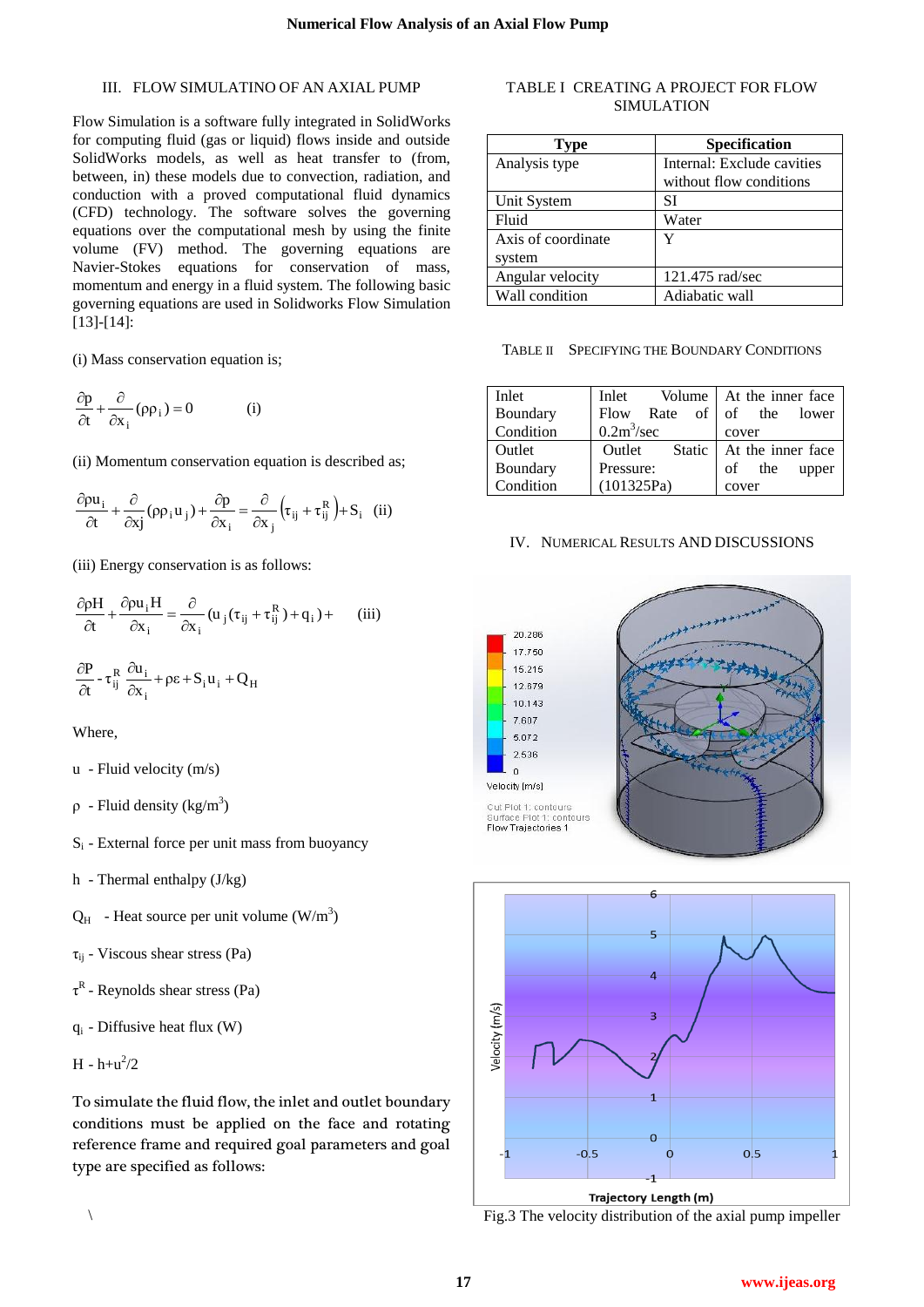## III. FLOW SIMULATINO OF AN AXIAL PUMP

Flow Simulation is a software fully integrated in SolidWorks for computing fluid (gas or liquid) flows inside and outside SolidWorks models, as well as heat transfer to (from, between, in) these models due to convection, radiation, and conduction with a proved computational fluid dynamics (CFD) technology. The software solves the governing equations over the computational mesh by using the finite volume (FV) method. The governing equations are Navier-Stokes equations for conservation of mass, momentum and energy in a fluid system. The following basic governing equations are used in Solidworks Flow Simulation [13]-[14]:

(i) Mass conservation equation is;

$$\frac{\partial p}{\partial t}+\frac{\partial}{\partial x_i}(\rho\rho_i)=0 \qquad \text{(i)}$$

(ii) Momentum conservation equation is described as;

$$\frac{\partial \rho u_i}{\partial t}+\frac{\partial}{\partial xj}(\rho\rho_i u_j)+\frac{\partial p}{\partial x_i}=\frac{\partial}{\partial x_j}\left(\tau_{ij}+\tau_{ij}^{R}\right)+S_i \quad \text{(ii)}$$

(iii) Energy conservation is as follows:

$$\frac{\partial \rho H}{\partial t}+\frac{\partial \rho u_i H}{\partial x_i}=\frac{\partial}{\partial x_i}(u_j(\tau_{ij}+\tau_{ij}^{R})+q_i)+ \qquad \text{(iii)}$$

$$\frac{\partial P}{\partial t}-\tau_{ij}^{R}\frac{\partial u_i}{\partial x_i}+\rho\varepsilon+S_i u_i+Q_H$$

Where,

u - Fluid velocity (m/s)

ρ - Fluid density ($kg/m^3$)

$S_i$ - External force per unit mass from buoyancy

h - Thermal enthalpy (J/kg)

$Q_H$ - Heat source per unit volume ($W/m^3$)

$\tau_{ij}$ - Viscous shear stress (Pa)

$\tau^R$ - Reynolds shear stress (Pa)

$q_i$ - Diffusive heat flux (W)

H - $h+u^2/2$

To simulate the fluid flow, the inlet and outlet boundary conditions must be applied on the face and rotating reference frame and required goal parameters and goal type are specified as follows:

\

TABLE I CREATING A PROJECT FOR FLOW SIMULATION

| Type | Specification |
|---|---|
| Analysis type | Internal: Exclude cavities without flow conditions |
| Unit System | SI |
| Fluid | Water |
| Axis of coordinate system | Y |
| Angular velocity | 121.475 rad/sec |
| Wall condition | Adiabatic wall |

TABLE II SPECIFYING THE BOUNDARY CONDITIONS

| | | |
|---|---|---|
| Inlet Boundary Condition | Inlet Volume Flow Rate of $0.2m^3/sec$ | At the inner face of the lower cover |
| Outlet Boundary Condition | Outlet Static Pressure: (101325Pa) | At the inner face of the upper cover |

## IV. NUMERICAL RESULTS AND DISCUSSIONS

Fig.3 The velocity distribution of the axial pump impeller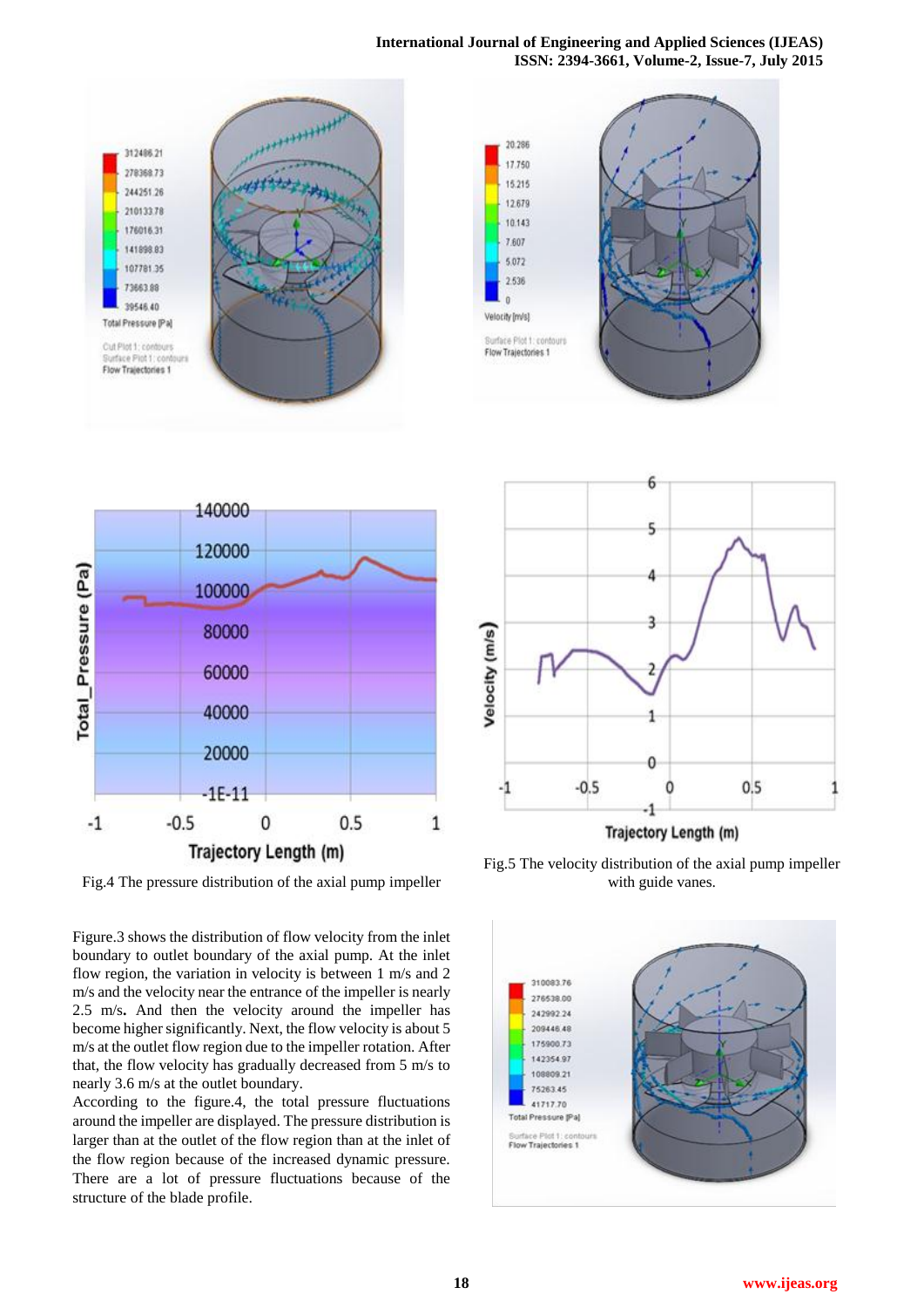Fig.4 The pressure distribution of the axial pump impeller

Fig.5 The velocity distribution of the axial pump impeller with guide vanes.

Figure.3 shows the distribution of flow velocity from the inlet boundary to outlet boundary of the axial pump. At the inlet flow region, the variation in velocity is between 1 m/s and 2 m/s and the velocity near the entrance of the impeller is nearly 2.5 m/s**.** And then the velocity around the impeller has become higher significantly. Next, the flow velocity is about 5 m/s at the outlet flow region due to the impeller rotation. After that, the flow velocity has gradually decreased from 5 m/s to nearly 3.6 m/s at the outlet boundary.

According to the figure.4, the total pressure fluctuations around the impeller are displayed. The pressure distribution is larger than at the outlet of the flow region than at the inlet of the flow region because of the increased dynamic pressure. There are a lot of pressure fluctuations because of the structure of the blade profile.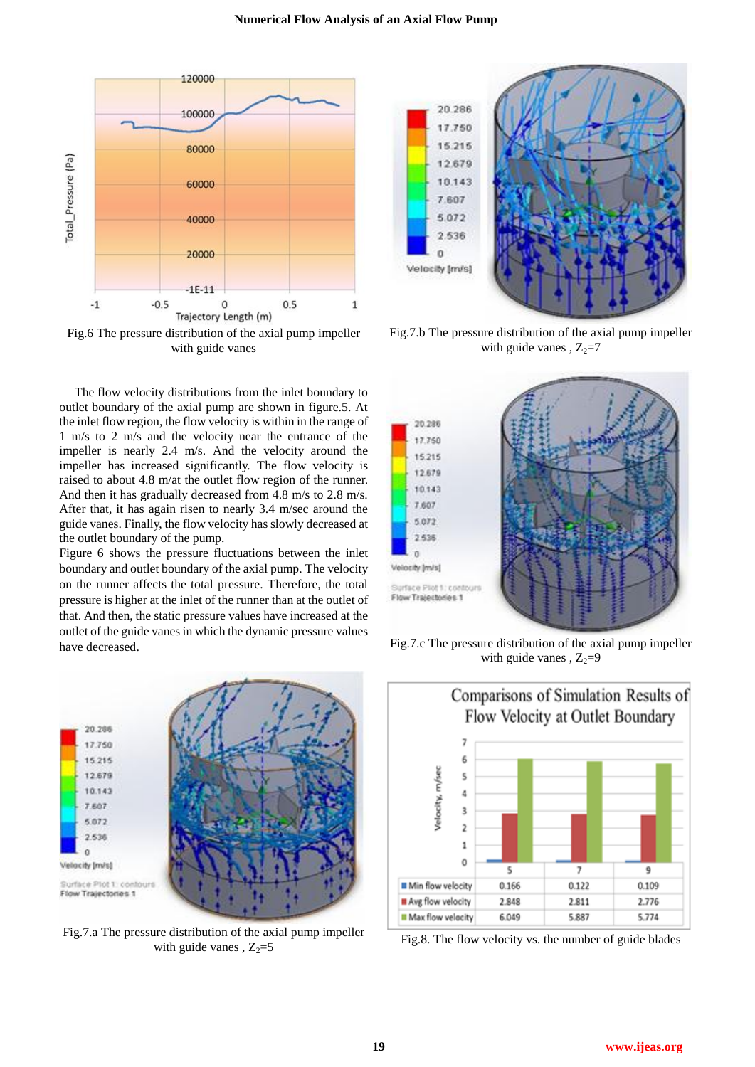Fig.6 The pressure distribution of the axial pump impeller with guide vanes

Fig.7.b The pressure distribution of the axial pump impeller with guide vanes , $Z_2$=7

The flow velocity distributions from the inlet boundary to outlet boundary of the axial pump are shown in figure.5. At the inlet flow region, the flow velocity is within in the range of 1 m/s to 2 m/s and the velocity near the entrance of the impeller is nearly 2.4 m/s. And the velocity around the impeller has increased significantly. The flow velocity is raised to about 4.8 m/at the outlet flow region of the runner. And then it has gradually decreased from 4.8 m/s to 2.8 m/s. After that, it has again risen to nearly 3.4 m/sec around the guide vanes. Finally, the flow velocity has slowly decreased at the outlet boundary of the pump.

Figure 6 shows the pressure fluctuations between the inlet boundary and outlet boundary of the axial pump. The velocity on the runner affects the total pressure. Therefore, the total pressure is higher at the inlet of the runner than at the outlet of that. And then, the static pressure values have increased at the outlet of the guide vanes in which the dynamic pressure values have decreased.

Fig.7.c The pressure distribution of the axial pump impeller with guide vanes , $Z_2$=9

Fig.7.a The pressure distribution of the axial pump impeller with guide vanes , $Z_2$=5

Comparisons of Simulation Results of Flow Velocity at Outlet Boundary

| | 5 | 7 | 9 |
|---|---|---|---|
| Min flow velocity | 0.166 | 0.122 | 0.109 |
| Avg flow velocity | 2.848 | 2.811 | 2.776 |
| Max flow velocity | 6.049 | 5.887 | 5.774 |

Fig.8. The flow velocity vs. the number of guide blades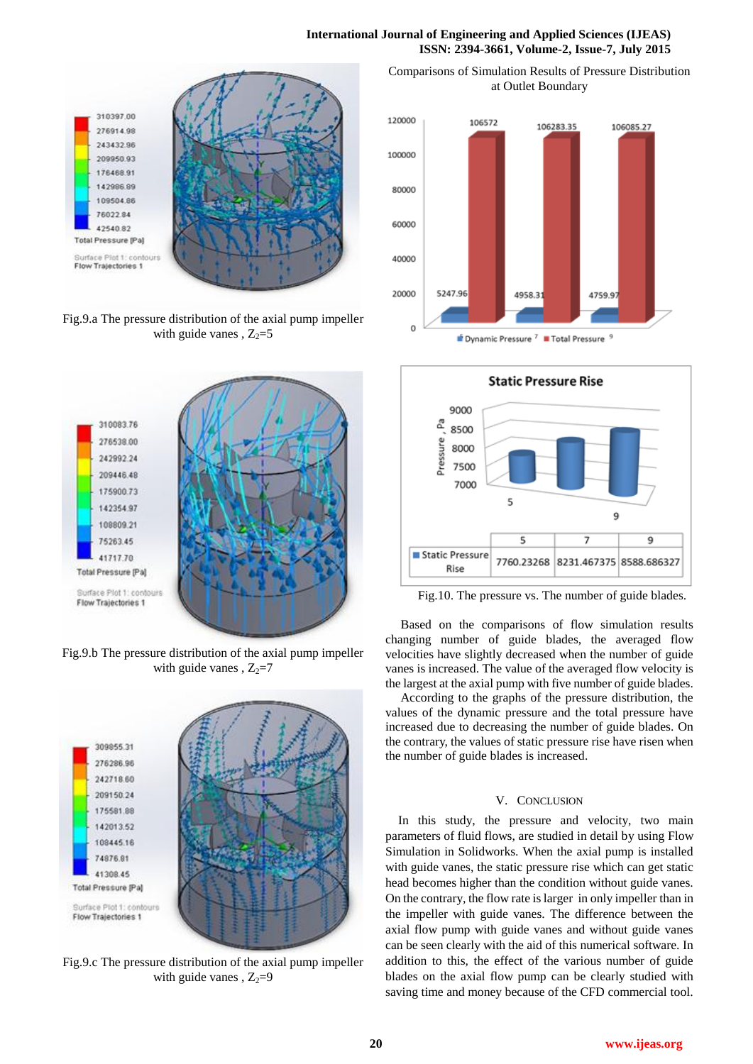Fig.9.a The pressure distribution of the axial pump impeller with guide vanes , $Z_2$=5

Fig.9.b The pressure distribution of the axial pump impeller with guide vanes , $Z_2$=7

Fig.9.c The pressure distribution of the axial pump impeller with guide vanes , $Z_2$=9

Comparisons of Simulation Results of Pressure Distribution at Outlet Boundary

| | Dynamic Pressure | Total Pressure |
|---|---|---|
| 5 | 5247.96 | 106572 |
| 7 | 4958.31 | 106283.35 |
| 9 | 4759.97 | 106085.27 |

Static Pressure Rise

| | 5 | 7 | 9 |
|---|---|---|---|
| Static Pressure Rise | 7760.23268 | 8231.467375 | 8588.686327 |

Fig.10. The pressure vs. The number of guide blades.

Based on the comparisons of flow simulation results changing number of guide blades, the averaged flow velocities have slightly decreased when the number of guide vanes is increased. The value of the averaged flow velocity is the largest at the axial pump with five number of guide blades.

According to the graphs of the pressure distribution, the values of the dynamic pressure and the total pressure have increased due to decreasing the number of guide blades. On the contrary, the values of static pressure rise have risen when the number of guide blades is increased.

## V. Conclusion

In this study, the pressure and velocity, two main parameters of fluid flows, are studied in detail by using Flow Simulation in Solidworks. When the axial pump is installed with guide vanes, the static pressure rise which can get static head becomes higher than the condition without guide vanes. On the contrary, the flow rate is larger in only impeller than in the impeller with guide vanes. The difference between the axial flow pump with guide vanes and without guide vanes can be seen clearly with the aid of this numerical software. In addition to this, the effect of the various number of guide blades on the axial flow pump can be clearly studied with saving time and money because of the CFD commercial tool.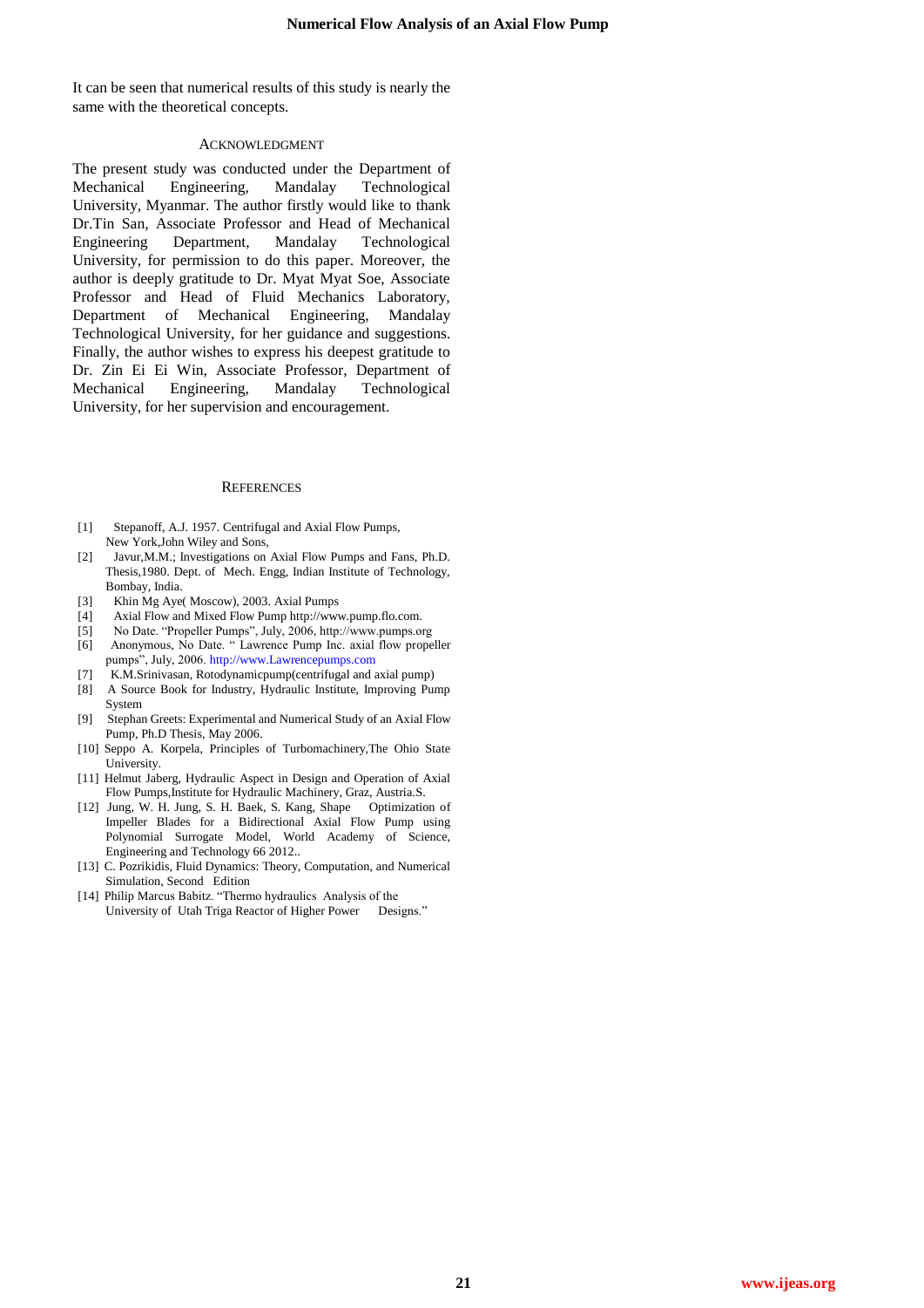It can be seen that numerical results of this study is nearly the same with the theoretical concepts.

## ACKNOWLEDGMENT

The present study was conducted under the Department of Mechanical Engineering, Mandalay Technological University, Myanmar. The author firstly would like to thank Dr.Tin San, Associate Professor and Head of Mechanical Engineering Department, Mandalay Technological University, for permission to do this paper. Moreover, the author is deeply gratitude to Dr. Myat Myat Soe, Associate Professor and Head of Fluid Mechanics Laboratory, Department of Mechanical Engineering, Mandalay Technological University, for her guidance and suggestions. Finally, the author wishes to express his deepest gratitude to Dr. Zin Ei Ei Win, Associate Professor, Department of Mechanical Engineering, Mandalay Technological University, for her supervision and encouragement.

## REFERENCES

[1] Stepanoff, A.J. 1957. Centrifugal and Axial Flow Pumps, New York,John Wiley and Sons,

[2] Javur,M.M.; Investigations on Axial Flow Pumps and Fans, Ph.D. Thesis,1980. Dept. of Mech. Engg, Indian Institute of Technology, Bombay, India.

[3] Khin Mg Aye( Moscow), 2003. Axial Pumps

[4] Axial Flow and Mixed Flow Pump http://www.pump.flo.com.

[5] No Date. "Propeller Pumps", July, 2006, http://www.pumps.org

[6] Anonymous, No Date. " Lawrence Pump Inc. axial flow propeller pumps", July, 2006. http://www.Lawrencepumps.com

[7] K.M.Srinivasan, Rotodynamicpump(centrifugal and axial pump)

[8] A Source Book for Industry, Hydraulic Institute, Improving Pump System

[9] Stephan Greets: Experimental and Numerical Study of an Axial Flow Pump, Ph.D Thesis, May 2006.

[10] Seppo A. Korpela, Principles of Turbomachinery,The Ohio State University.

[11] Helmut Jaberg, Hydraulic Aspect in Design and Operation of Axial Flow Pumps,Institute for Hydraulic Machinery, Graz, Austria.S.

[12] Jung, W. H. Jung, S. H. Baek, S. Kang, Shape Optimization of Impeller Blades for a Bidirectional Axial Flow Pump using Polynomial Surrogate Model, World Academy of Science, Engineering and Technology 66 2012..

[13] C. Pozrikidis, Fluid Dynamics: Theory, Computation, and Numerical Simulation, Second Edition

[14] Philip Marcus Babitz. "Thermo hydraulics Analysis of the University of Utah Triga Reactor of Higher Power Designs."